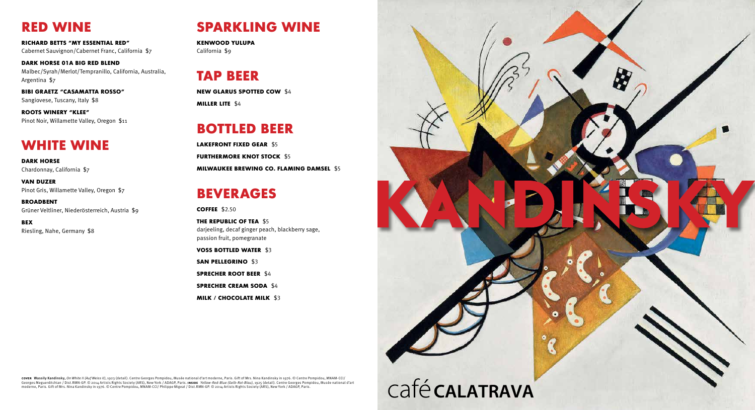## RED WINE

**RICHARD BETTS "MY ESSENTIAL RED"**
Cabernet Sauvignon/Cabernet Franc, California $7

**DARK HORSE 01A BIG RED BLEND**
Malbec/Syrah/Merlot/Tempranillo, California, Australia, Argentina $7

**BIBI GRAETZ "CASAMATTA ROSSO"**
Sangiovese, Tuscany, Italy $8

**ROOTS WINERY "KLEE"**
Pinot Noir, Willamette Valley, Oregon $11

## WHITE WINE

**DARK HORSE**
Chardonnay, California $7

**VAN DUZER**
Pinot Gris, Willamette Valley, Oregon $7

**BROADBENT**
Grüner Veltliner, Niederösterreich, Austria $9

**BEX**
Riesling, Nahe, Germany $8

## SPARKLING WINE

**KENWOOD YULUPA**
California $9

## TAP BEER

**NEW GLARUS SPOTTED COW** $4

**MILLER LITE** $4

## BOTTLED BEER

**LAKEFRONT FIXED GEAR** $5

**FURTHERMORE KNOT STOCK** $5

**MILWAUKEE BREWING CO. FLAMING DAMSEL** $5

## BEVERAGES

**COFFEE** $2.50

**THE REPUBLIC OF TEA** $5
darjeeling, decaf ginger peach, blackberry sage, passion fruit, pomegranate

**VOSS BOTTLED WATER** $3

**SAN PELLEGRINO** $3

**SPRECHER ROOT BEER** $4

**SPRECHER CREAM SODA** $4

**MILK / CHOCOLATE MILK** $3

**COVER** Wassily Kandinsky, *On White II (Auf Weiss II)*, 1923 (detail). Centre Georges Pompidou, Musée national d'art moderne, Paris. Gift of Mrs. Nina Kandinsky in 1976. © Centre Pompidou, MNAM-CCI/ Georges Meguerditchian / Dist.RMN-GP. © 2014 Artists Rights Society (ARS), New York / ADAGP, Paris. **INSIDE** *Yellow-Red-Blue (Gelb-Rot-Blau)*, 1925 (detail). Centre Georges Pompidou, Musée national d'art moderne, Paris. Gift of Mrs. Nina Kandinsky in 1976. © Centre Pompidou, MNAM-CCI/ Philippe Migeat / Dist.RMN-GP. © 2014 Artists Rights Society (ARS), New York / ADAGP, Paris.

# KANDINSKY

café **CALATRAVA**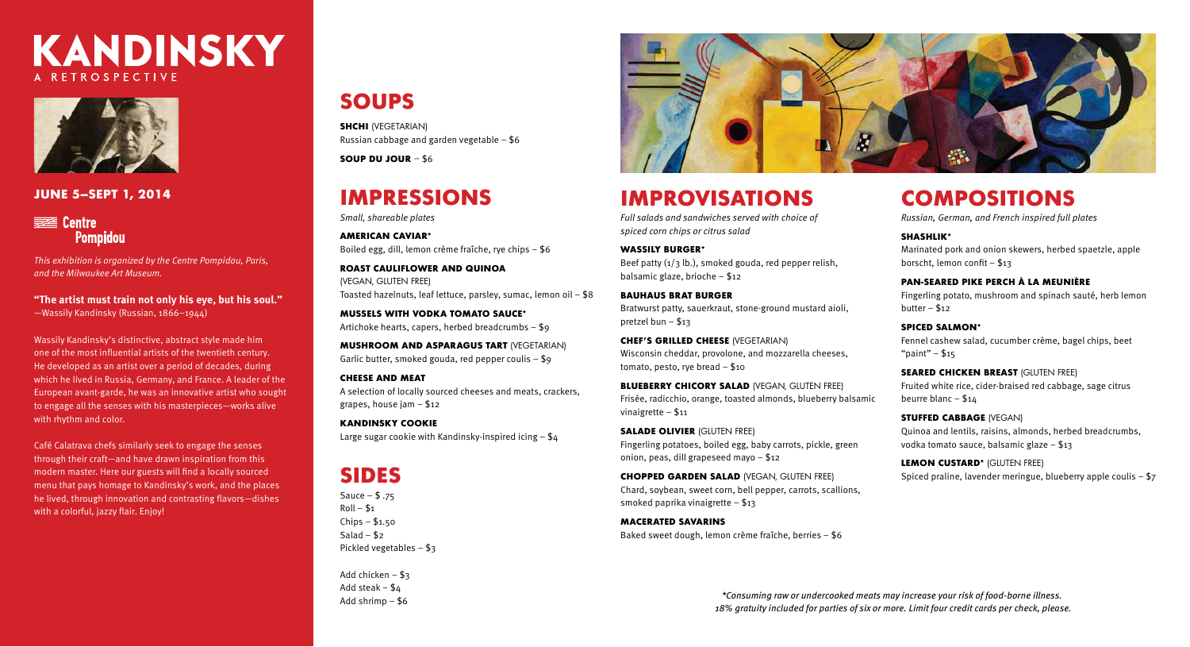# KANDINSKY

A RETROSPECTIVE

**JUNE 5–SEPT 1, 2014**

Centre Pompidou

*This exhibition is organized by the Centre Pompidou, Paris, and the Milwaukee Art Museum.*

**"The artist must train not only his eye, but his soul."**
—Wassily Kandinsky (Russian, 1866–1944)

Wassily Kandinsky's distinctive, abstract style made him one of the most influential artists of the twentieth century. He developed as an artist over a period of decades, during which he lived in Russia, Germany, and France. A leader of the European avant-garde, he was an innovative artist who sought to engage all the senses with his masterpieces—works alive with rhythm and color.

Café Calatrava chefs similarly seek to engage the senses through their craft—and have drawn inspiration from this modern master. Here our guests will find a locally sourced menu that pays homage to Kandinsky's work, and the places he lived, through innovation and contrasting flavors—dishes with a colorful, jazzy flair. Enjoy!

## SOUPS

**SHCHI** (VEGETARIAN)
Russian cabbage and garden vegetable – $6

**SOUP DU JOUR** – $6

## IMPRESSIONS

*Small, shareable plates*

**AMERICAN CAVIAR***
Boiled egg, dill, lemon crème fraîche, rye chips – $6

**ROAST CAULIFLOWER AND QUINOA**
(VEGAN, GLUTEN FREE)
Toasted hazelnuts, leaf lettuce, parsley, sumac, lemon oil – $8

**MUSSELS WITH VODKA TOMATO SAUCE***
Artichoke hearts, capers, herbed breadcrumbs – $9

**MUSHROOM AND ASPARAGUS TART** (VEGETARIAN)
Garlic butter, smoked gouda, red pepper coulis – $9

**CHEESE AND MEAT**
A selection of locally sourced cheeses and meats, crackers, grapes, house jam – $12

**KANDINSKY COOKIE**
Large sugar cookie with Kandinsky-inspired icing – $4

## SIDES

Sauce – $ .75
Roll – $1
Chips – $1.50
Salad – $2
Pickled vegetables – $3

Add chicken – $3
Add steak – $4
Add shrimp – $6

## IMPROVISATIONS

*Full salads and sandwiches served with choice of spiced corn chips or citrus salad*

**WASSILY BURGER***
Beef patty (1/3 lb.), smoked gouda, red pepper relish, balsamic glaze, brioche – $12

**BAUHAUS BRAT BURGER**
Bratwurst patty, sauerkraut, stone-ground mustard aioli, pretzel bun – $13

**CHEF'S GRILLED CHEESE** (VEGETARIAN)
Wisconsin cheddar, provolone, and mozzarella cheeses, tomato, pesto, rye bread – $10

**BLUEBERRY CHICORY SALAD** (VEGAN, GLUTEN FREE)
Frisée, radicchio, orange, toasted almonds, blueberry balsamic vinaigrette – $11

**SALADE OLIVIER** (GLUTEN FREE)
Fingerling potatoes, boiled egg, baby carrots, pickle, green onion, peas, dill grapeseed mayo – $12

**CHOPPED GARDEN SALAD** (VEGAN, GLUTEN FREE)
Chard, soybean, sweet corn, bell pepper, carrots, scallions, smoked paprika vinaigrette – $13

**MACERATED SAVARINS**
Baked sweet dough, lemon crème fraîche, berries – $6

## COMPOSITIONS

*Russian, German, and French inspired full plates*

**SHASHLIK***
Marinated pork and onion skewers, herbed spaetzle, apple borscht, lemon confit – $13

**PAN-SEARED PIKE PERCH À LA MEUNIÈRE**
Fingerling potato, mushroom and spinach sauté, herb lemon butter – $12

**SPICED SALMON***
Fennel cashew salad, cucumber crème, bagel chips, beet "paint" – $15

**SEARED CHICKEN BREAST** (GLUTEN FREE)
Fruited white rice, cider-braised red cabbage, sage citrus beurre blanc – $14

**STUFFED CABBAGE** (VEGAN)
Quinoa and lentils, raisins, almonds, herbed breadcrumbs, vodka tomato sauce, balsamic glaze – $13

**LEMON CUSTARD*** (GLUTEN FREE)
Spiced praline, lavender meringue, blueberry apple coulis – $7

*\*Consuming raw or undercooked meats may increase your risk of food-borne illness.*
*18% gratuity included for parties of six or more. Limit four credit cards per check, please.*